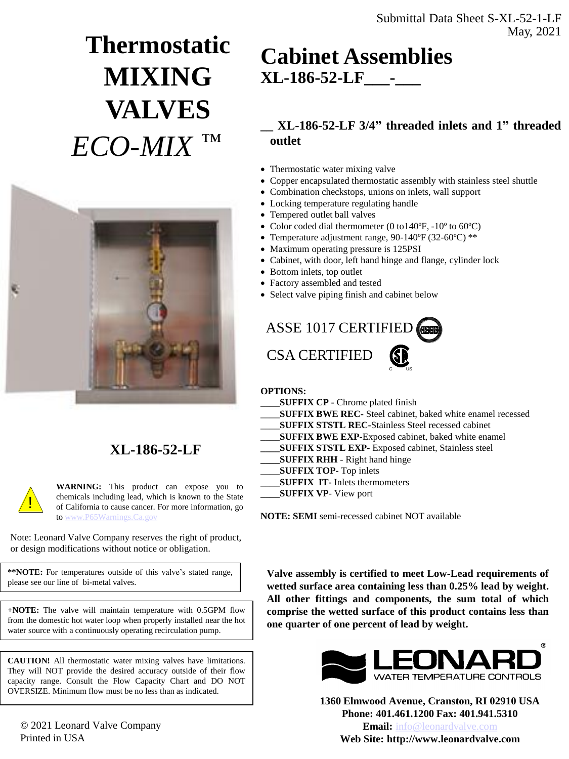Submittal Data Sheet S-XL-52-1-LF
May, 2021

# Thermostatic MIXING VALVES *ECO-MIX* ™

# Cabinet Assemblies
## XL-186-52-LF___-___

**__ XL-186-52-LF 3/4” threaded inlets and 1” threaded outlet**

- Thermostatic water mixing valve
- Copper encapsulated thermostatic assembly with stainless steel shuttle
- Combination checkstops, unions on inlets, wall support
- Locking temperature regulating handle
- Tempered outlet ball valves
- Color coded dial thermometer (0 to140ºF, -10º to 60ºC)
- Temperature adjustment range, 90-140ºF (32-60ºC) **
- Maximum operating pressure is 125PSI
- Cabinet, with door, left hand hinge and flange, cylinder lock
- Bottom inlets, top outlet
- Factory assembled and tested
- Select valve piping finish and cabinet below

ASSE 1017 CERTIFIED

CSA CERTIFIED

**XL-186-52-LF**

**OPTIONS:**
____**SUFFIX CP** - Chrome plated finish
____**SUFFIX BWE REC**- Steel cabinet, baked white enamel recessed
____**SUFFIX STSTL REC**-Stainless Steel recessed cabinet
____**SUFFIX BWE EXP**-Exposed cabinet, baked white enamel
____**SUFFIX STSTL EXP**- Exposed cabinet, Stainless steel
____**SUFFIX RHH** - Right hand hinge
____**SUFFIX TOP**- Top inlets
____**SUFFIX IT**- Inlets thermometers
____**SUFFIX VP**- View port

**NOTE: SEMI** semi-recessed cabinet NOT available

**WARNING:** This product can expose you to chemicals including lead, which is known to the State of California to cause cancer. For more information, go to www.P65Warnings.Ca.gov

Note: Leonard Valve Company reserves the right of product, or design modifications without notice or obligation.

**\*\*NOTE:** For temperatures outside of this valve’s stated range, please see our line of bi-metal valves.

**+NOTE:** The valve will maintain temperature with 0.5GPM flow from the domestic hot water loop when properly installed near the hot water source with a continuously operating recirculation pump.

**CAUTION!** All thermostatic water mixing valves have limitations. They will NOT provide the desired accuracy outside of their flow capacity range. Consult the Flow Capacity Chart and DO NOT OVERSIZE. Minimum flow must be no less than as indicated.

**Valve assembly is certified to meet Low-Lead requirements of wetted surface area containing less than 0.25% lead by weight. All other fittings and components, the sum total of which comprise the wetted surface of this product contains less than one quarter of one percent of lead by weight.**

LEONARD® WATER TEMPERATURE CONTROLS

**1360 Elmwood Avenue, Cranston, RI 02910 USA**
**Phone: 401.461.1200 Fax: 401.941.5310**
**Email:** info@leonardvalve.com
**Web Site: http://www.leonardvalve.com**

© 2021 Leonard Valve Company
Printed in USA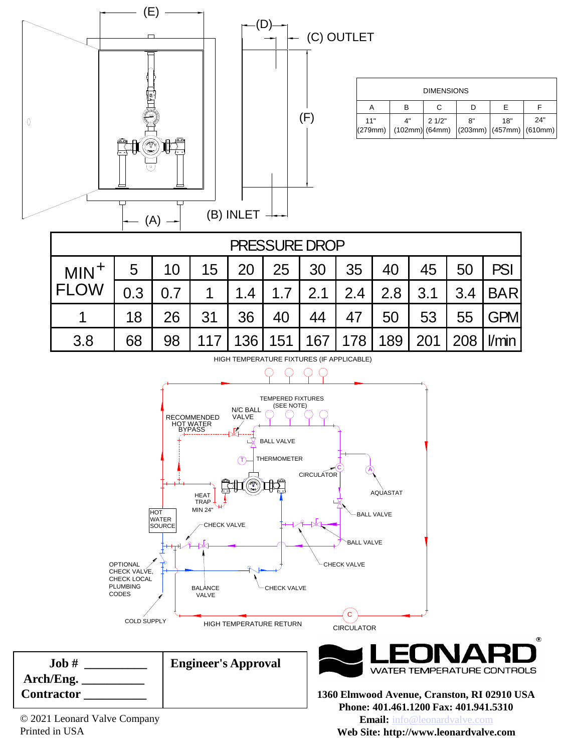(E)

(D)

(C) OUTLET

(F)

(A)

(B) INLET

| DIMENSIONS | | | | | |
|---|---|---|---|---|---|
| A | B | C | D | E | F |
| 11" (279mm) | 4" (102mm) | 2 1/2" (64mm) | 8" (203mm) | 18" (457mm) | 24" (610mm) |

| PRESSURE DROP | | | | | | | | | | | |
|---|---|---|---|---|---|---|---|---|---|---|---|
| MIN+ FLOW | 5 | 10 | 15 | 20 | 25 | 30 | 35 | 40 | 45 | 50 | PSI |
| | 0.3 | 0.7 | 1 | 1.4 | 1.7 | 2.1 | 2.4 | 2.8 | 3.1 | 3.4 | BAR |
| 1 | 18 | 26 | 31 | 36 | 40 | 44 | 47 | 50 | 53 | 55 | GPM |
| 3.8 | 68 | 98 | 117 | 136 | 151 | 167 | 178 | 189 | 201 | 208 | l/min |

HIGH TEMPERATURE FIXTURES (IF APPLICABLE)

TEMPERED FIXTURES (SEE NOTE)

N/C BALL VALVE

RECOMMENDED HOT WATER BYPASS

BALL VALVE

THERMOMETER

CIRCULATOR

AQUASTAT

HEAT TRAP MIN 24"

HOT WATER SOURCE

CHECK VALVE

BALL VALVE

BALL VALVE

CHECK VALVE

OPTIONAL CHECK VALVE, CHECK LOCAL PLUMBING CODES

BALANCE VALVE

CHECK VALVE

COLD SUPPLY

HIGH TEMPERATURE RETURN

CIRCULATOR

| | |
|---|---|
| **Job #** __________<br>**Arch/Eng.** __________<br>**Contractor** __________ | **Engineer's Approval** |

© 2021 Leonard Valve Company
Printed in USA

LEONARD® WATER TEMPERATURE CONTROLS

**1360 Elmwood Avenue, Cranston, RI 02910 USA**
**Phone: 401.461.1200 Fax: 401.941.5310**
**Email:** info@leonardvalve.com
**Web Site: http://www.leonardvalve.com**